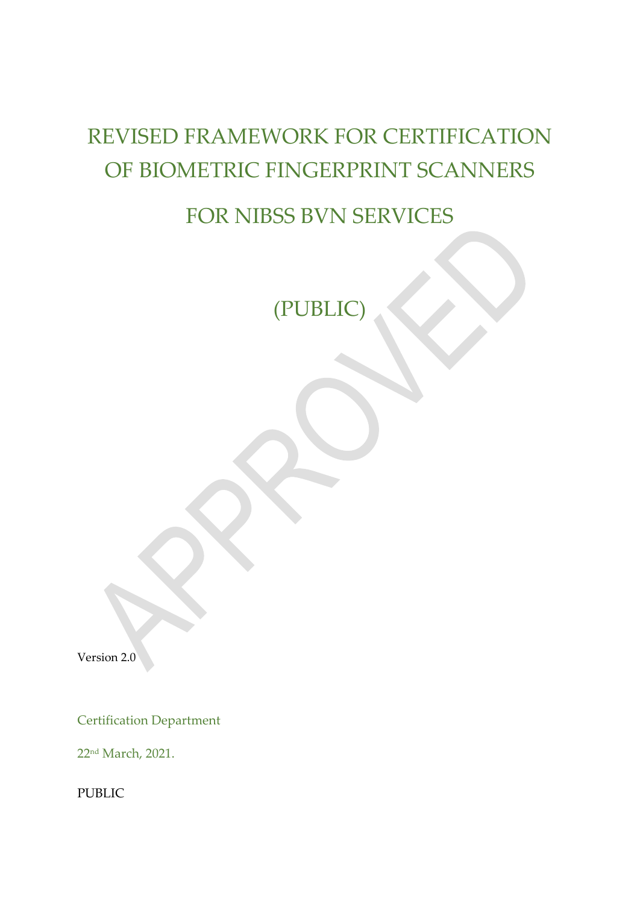# REVISED FRAMEWORK FOR CERTIFICATION OF BIOMETRIC FINGERPRINT SCANNERS

# FOR NIBSS BVN SERVICES

## (PUBLIC)

Version 2.0

Certification Department

22nd March, 2021.

PUBLIC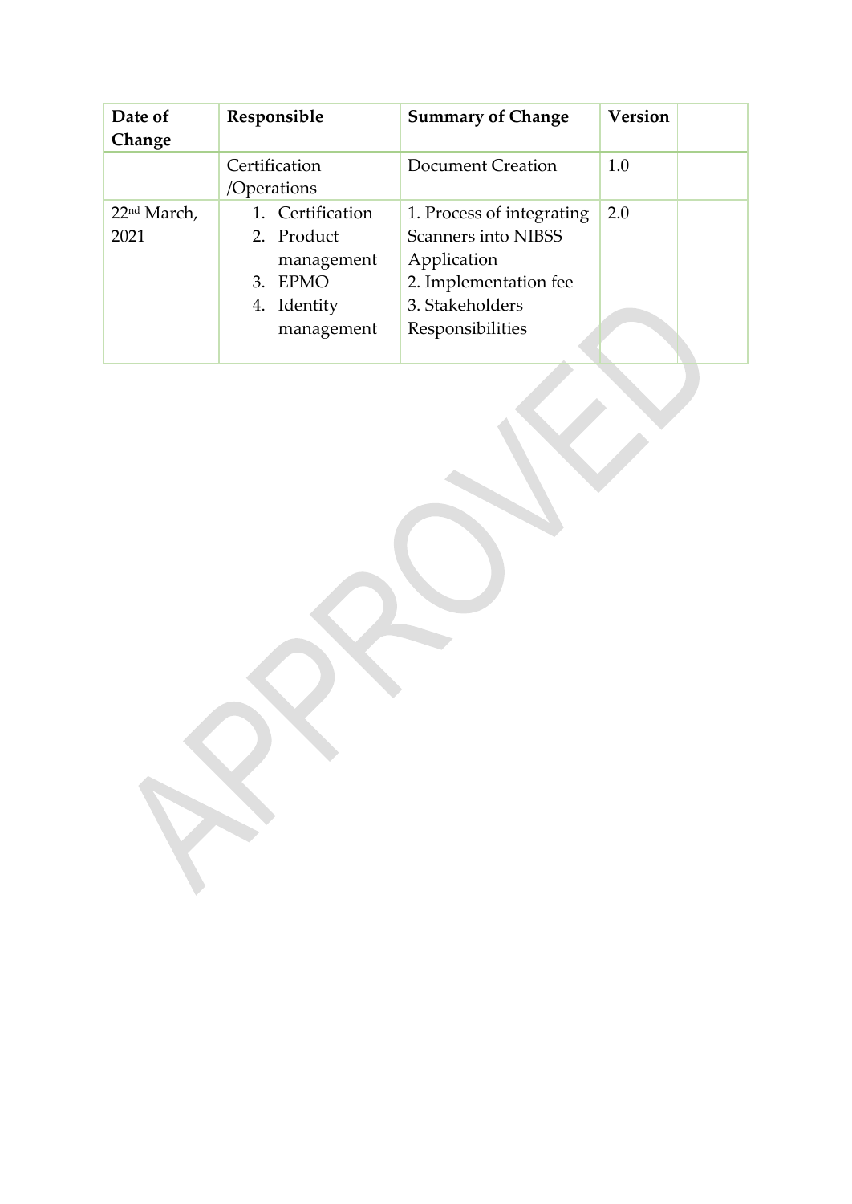| Date of Change | Responsible | Summary of Change | Version | |
|---|---|---|---|---|
| | Certification /Operations | Document Creation | 1.0 | |
| 22nd March, 2021 | 1. Certification<br>2. Product management<br>3. EPMO<br>4. Identity management | 1. Process of integrating Scanners into NIBSS Application<br>2. Implementation fee<br>3. Stakeholders Responsibilities | 2.0 | |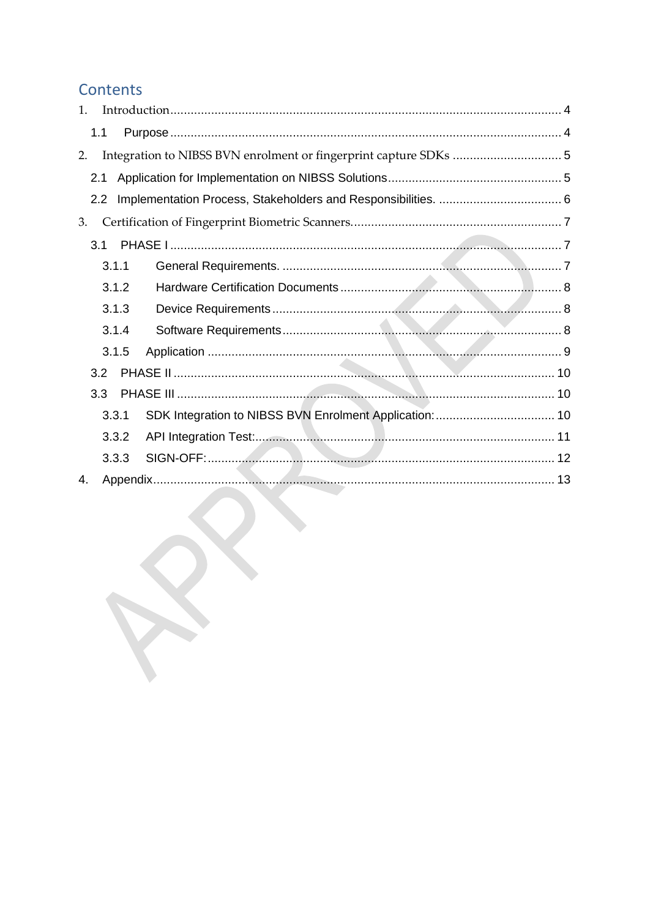## Contents

1. Introduction .................................................................................................................. 4
   - 1.1 Purpose .................................................................................................................. 4
2. Integration to NIBSS BVN enrolment or fingerprint capture SDKs ................................ 5
   - 2.1 Application for Implementation on NIBSS Solutions ................................................... 5
   - 2.2 Implementation Process, Stakeholders and Responsibilities. .................................... 6
3. Certification of Fingerprint Biometric Scanners............................................................. 7
   - 3.1 PHASE I .................................................................................................................. 7
     - 3.1.1 General Requirements. ................................................................................. 7
     - 3.1.2 Hardware Certification Documents ................................................................ 8
     - 3.1.3 Device Requirements .................................................................................... 8
     - 3.1.4 Software Requirements ................................................................................ 8
     - 3.1.5 Application ....................................................................................................... 9
   - 3.2 PHASE II ............................................................................................................... 10
   - 3.3 PHASE III .............................................................................................................. 10
     - 3.3.1 SDK Integration to NIBSS BVN Enrolment Application: .................................. 10
     - 3.3.2 API Integration Test: ....................................................................................... 11
     - 3.3.3 SIGN-OFF: ....................................................................................................... 12
4. Appendix ..................................................................................................................... 13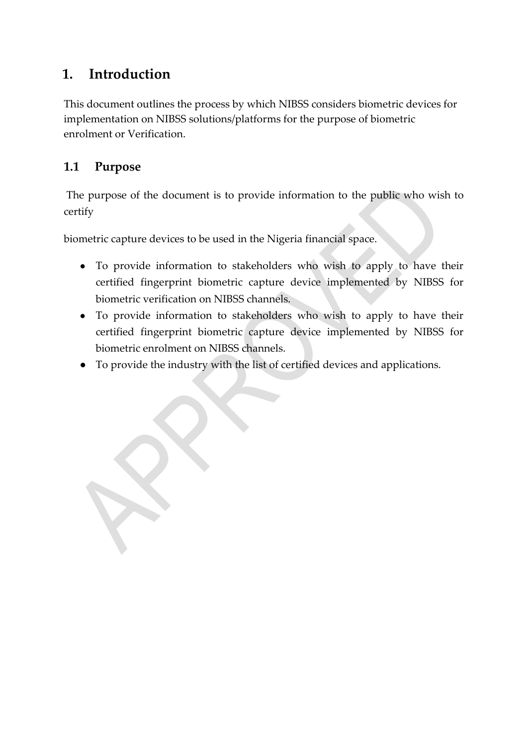# 1. Introduction

This document outlines the process by which NIBSS considers biometric devices for implementation on NIBSS solutions/platforms for the purpose of biometric enrolment or Verification.

## 1.1 Purpose

The purpose of the document is to provide information to the public who wish to certify

biometric capture devices to be used in the Nigeria financial space.

- To provide information to stakeholders who wish to apply to have their certified fingerprint biometric capture device implemented by NIBSS for biometric verification on NIBSS channels.
- To provide information to stakeholders who wish to apply to have their certified fingerprint biometric capture device implemented by NIBSS for biometric enrolment on NIBSS channels.
- To provide the industry with the list of certified devices and applications.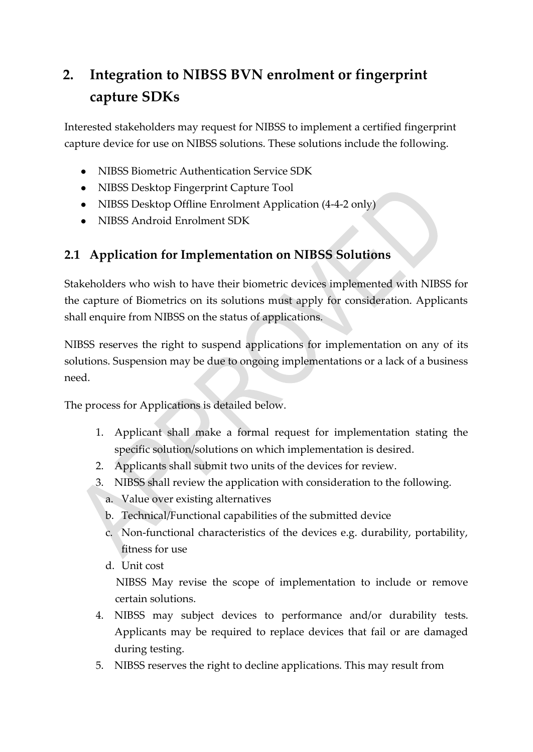# 2. Integration to NIBSS BVN enrolment or fingerprint capture SDKs

Interested stakeholders may request for NIBSS to implement a certified fingerprint capture device for use on NIBSS solutions. These solutions include the following.

- NIBSS Biometric Authentication Service SDK
- NIBSS Desktop Fingerprint Capture Tool
- NIBSS Desktop Offline Enrolment Application (4-4-2 only)
- NIBSS Android Enrolment SDK

## 2.1 Application for Implementation on NIBSS Solutions

Stakeholders who wish to have their biometric devices implemented with NIBSS for the capture of Biometrics on its solutions must apply for consideration. Applicants shall enquire from NIBSS on the status of applications.

NIBSS reserves the right to suspend applications for implementation on any of its solutions. Suspension may be due to ongoing implementations or a lack of a business need.

The process for Applications is detailed below.

1. Applicant shall make a formal request for implementation stating the specific solution/solutions on which implementation is desired.
2. Applicants shall submit two units of the devices for review.
3. NIBSS shall review the application with consideration to the following.
   a. Value over existing alternatives
   b. Technical/Functional capabilities of the submitted device
   c. Non-functional characteristics of the devices e.g. durability, portability, fitness for use
   d. Unit cost

   NIBSS May revise the scope of implementation to include or remove certain solutions.
4. NIBSS may subject devices to performance and/or durability tests. Applicants may be required to replace devices that fail or are damaged during testing.
5. NIBSS reserves the right to decline applications. This may result from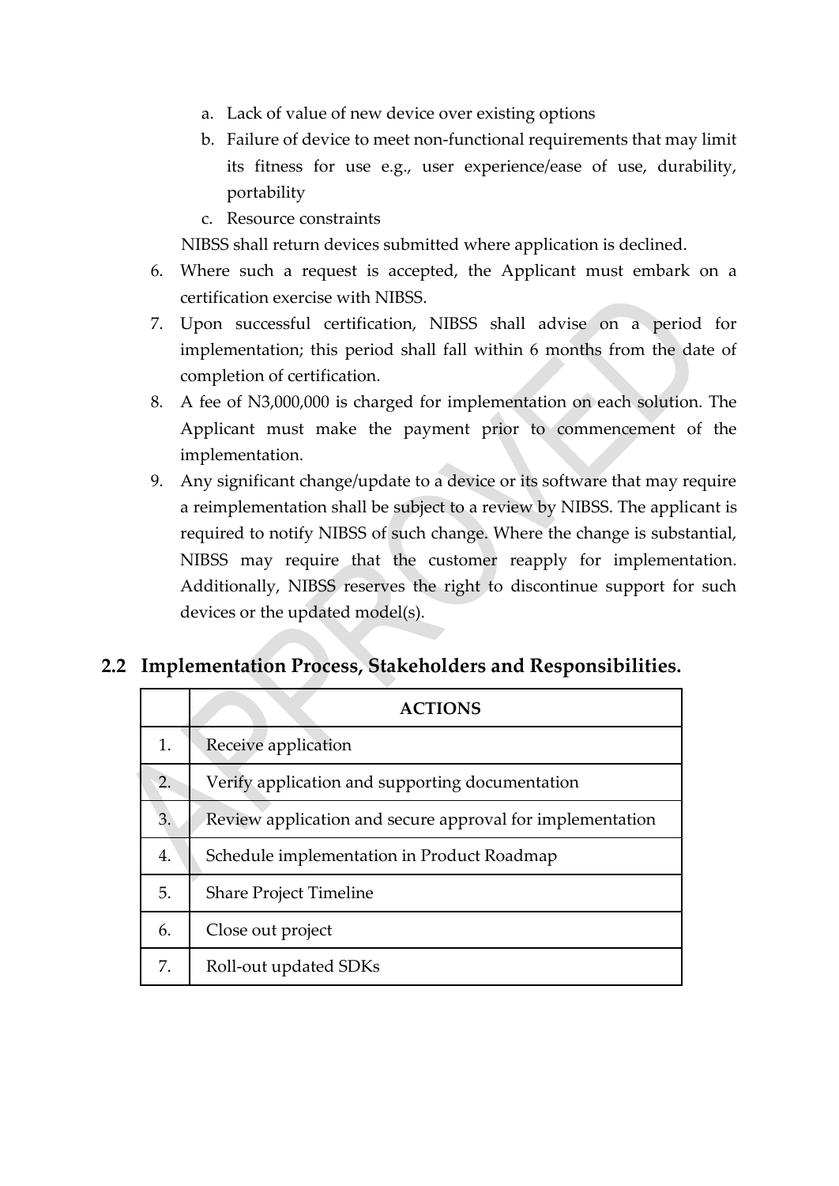a. Lack of value of new device over existing options
   b. Failure of device to meet non-functional requirements that may limit its fitness for use e.g., user experience/ease of use, durability, portability
   c. Resource constraints

   NIBSS shall return devices submitted where application is declined.

6. Where such a request is accepted, the Applicant must embark on a certification exercise with NIBSS.
7. Upon successful certification, NIBSS shall advise on a period for implementation; this period shall fall within 6 months from the date of completion of certification.
8. A fee of N3,000,000 is charged for implementation on each solution. The Applicant must make the payment prior to commencement of the implementation.
9. Any significant change/update to a device or its software that may require a reimplementation shall be subject to a review by NIBSS. The applicant is required to notify NIBSS of such change. Where the change is substantial, NIBSS may require that the customer reapply for implementation. Additionally, NIBSS reserves the right to discontinue support for such devices or the updated model(s).

## 2.2 Implementation Process, Stakeholders and Responsibilities.

| | ACTIONS |
|---|---|
| 1. | Receive application |
| 2. | Verify application and supporting documentation |
| 3. | Review application and secure approval for implementation |
| 4. | Schedule implementation in Product Roadmap |
| 5. | Share Project Timeline |
| 6. | Close out project |
| 7. | Roll-out updated SDKs |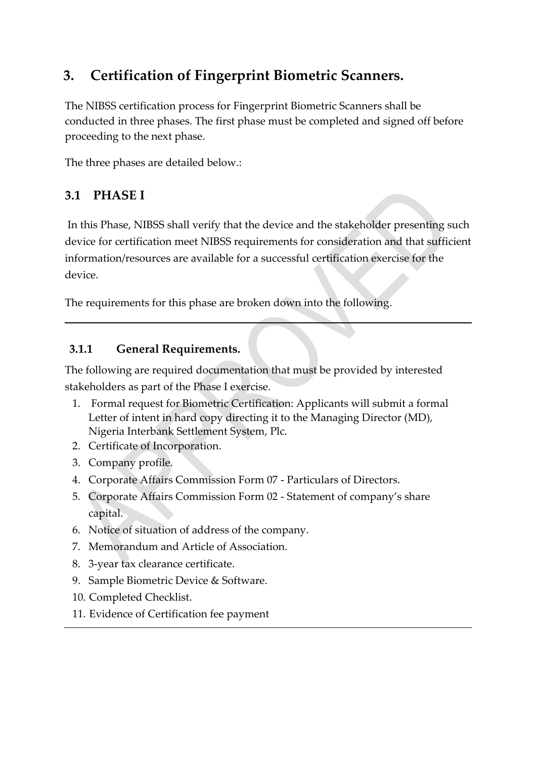# 3. Certification of Fingerprint Biometric Scanners.

The NIBSS certification process for Fingerprint Biometric Scanners shall be conducted in three phases. The first phase must be completed and signed off before proceeding to the next phase.

The three phases are detailed below.:

## 3.1 PHASE I

In this Phase, NIBSS shall verify that the device and the stakeholder presenting such device for certification meet NIBSS requirements for consideration and that sufficient information/resources are available for a successful certification exercise for the device.

The requirements for this phase are broken down into the following.

---

### 3.1.1 General Requirements.

The following are required documentation that must be provided by interested stakeholders as part of the Phase I exercise.

1. Formal request for Biometric Certification: Applicants will submit a formal Letter of intent in hard copy directing it to the Managing Director (MD), Nigeria Interbank Settlement System, Plc.
2. Certificate of Incorporation.
3. Company profile.
4. Corporate Affairs Commission Form 07 - Particulars of Directors.
5. Corporate Affairs Commission Form 02 - Statement of company's share capital.
6. Notice of situation of address of the company.
7. Memorandum and Article of Association.
8. 3-year tax clearance certificate.
9. Sample Biometric Device & Software.
10. Completed Checklist.
11. Evidence of Certification fee payment

---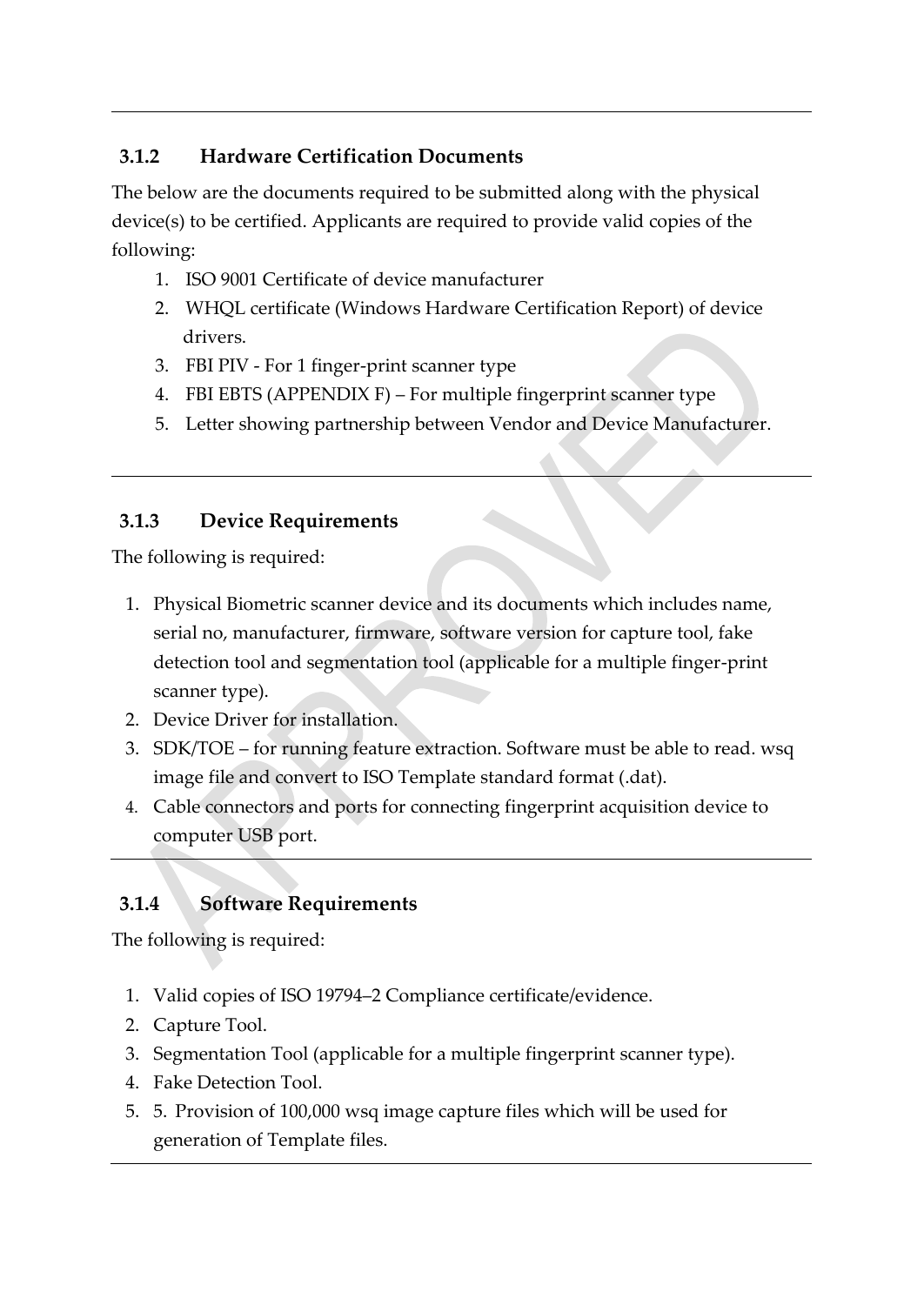### 3.1.2 Hardware Certification Documents

The below are the documents required to be submitted along with the physical device(s) to be certified. Applicants are required to provide valid copies of the following:

1. ISO 9001 Certificate of device manufacturer
2. WHQL certificate (Windows Hardware Certification Report) of device drivers.
3. FBI PIV - For 1 finger-print scanner type
4. FBI EBTS (APPENDIX F) – For multiple fingerprint scanner type
5. Letter showing partnership between Vendor and Device Manufacturer.

### 3.1.3 Device Requirements

The following is required:

1. Physical Biometric scanner device and its documents which includes name, serial no, manufacturer, firmware, software version for capture tool, fake detection tool and segmentation tool (applicable for a multiple finger-print scanner type).
2. Device Driver for installation.
3. SDK/TOE – for running feature extraction. Software must be able to read. wsq image file and convert to ISO Template standard format (.dat).
4. Cable connectors and ports for connecting fingerprint acquisition device to computer USB port.

### 3.1.4 Software Requirements

The following is required:

1. Valid copies of ISO 19794–2 Compliance certificate/evidence.
2. Capture Tool.
3. Segmentation Tool (applicable for a multiple fingerprint scanner type).
4. Fake Detection Tool.
5. 5. Provision of 100,000 wsq image capture files which will be used for generation of Template files.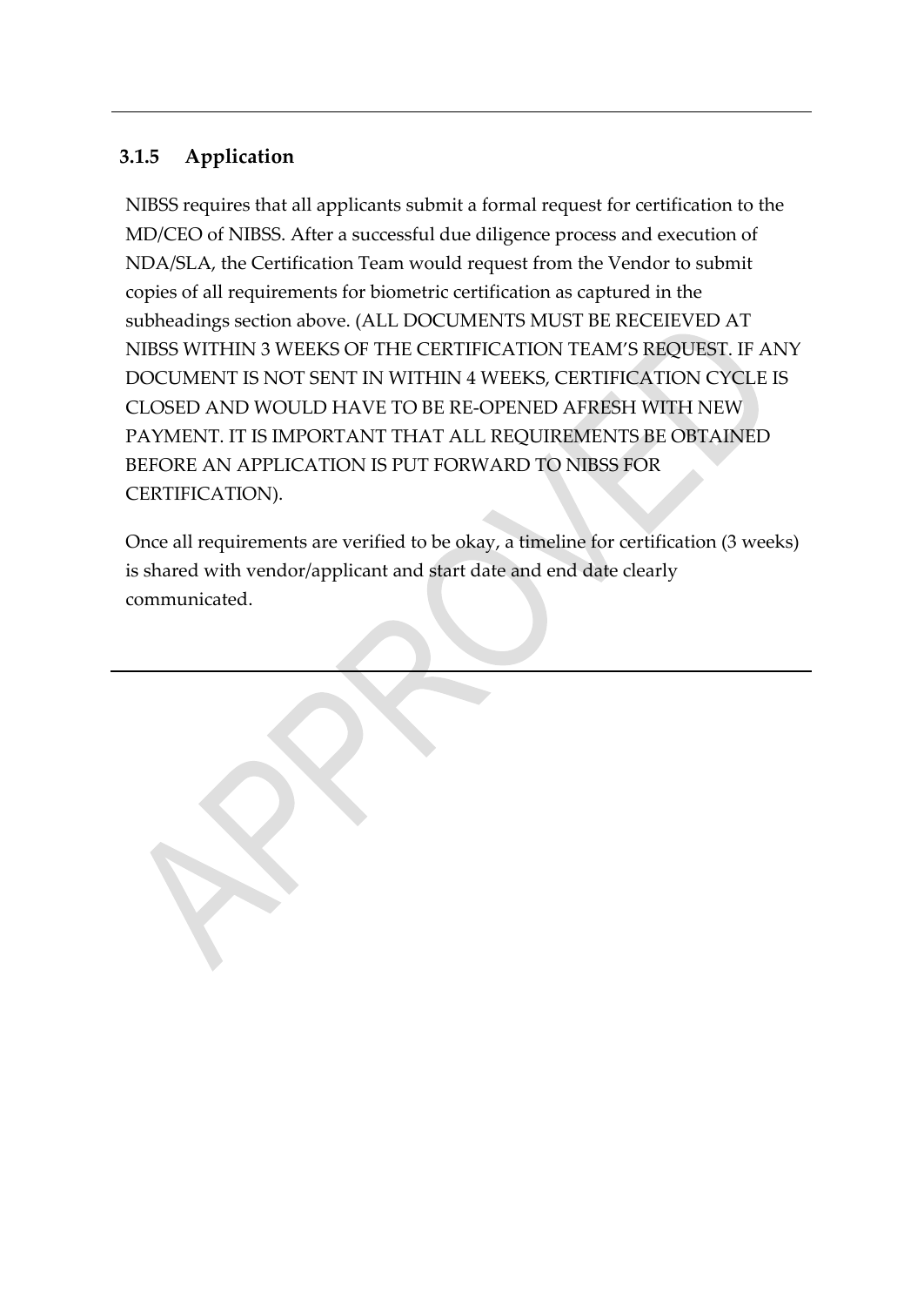### 3.1.5 Application

NIBSS requires that all applicants submit a formal request for certification to the MD/CEO of NIBSS. After a successful due diligence process and execution of NDA/SLA, the Certification Team would request from the Vendor to submit copies of all requirements for biometric certification as captured in the subheadings section above. (ALL DOCUMENTS MUST BE RECEIEVED AT NIBSS WITHIN 3 WEEKS OF THE CERTIFICATION TEAM'S REQUEST. IF ANY DOCUMENT IS NOT SENT IN WITHIN 4 WEEKS, CERTIFICATION CYCLE IS CLOSED AND WOULD HAVE TO BE RE-OPENED AFRESH WITH NEW PAYMENT. IT IS IMPORTANT THAT ALL REQUIREMENTS BE OBTAINED BEFORE AN APPLICATION IS PUT FORWARD TO NIBSS FOR CERTIFICATION).

Once all requirements are verified to be okay, a timeline for certification (3 weeks) is shared with vendor/applicant and start date and end date clearly communicated.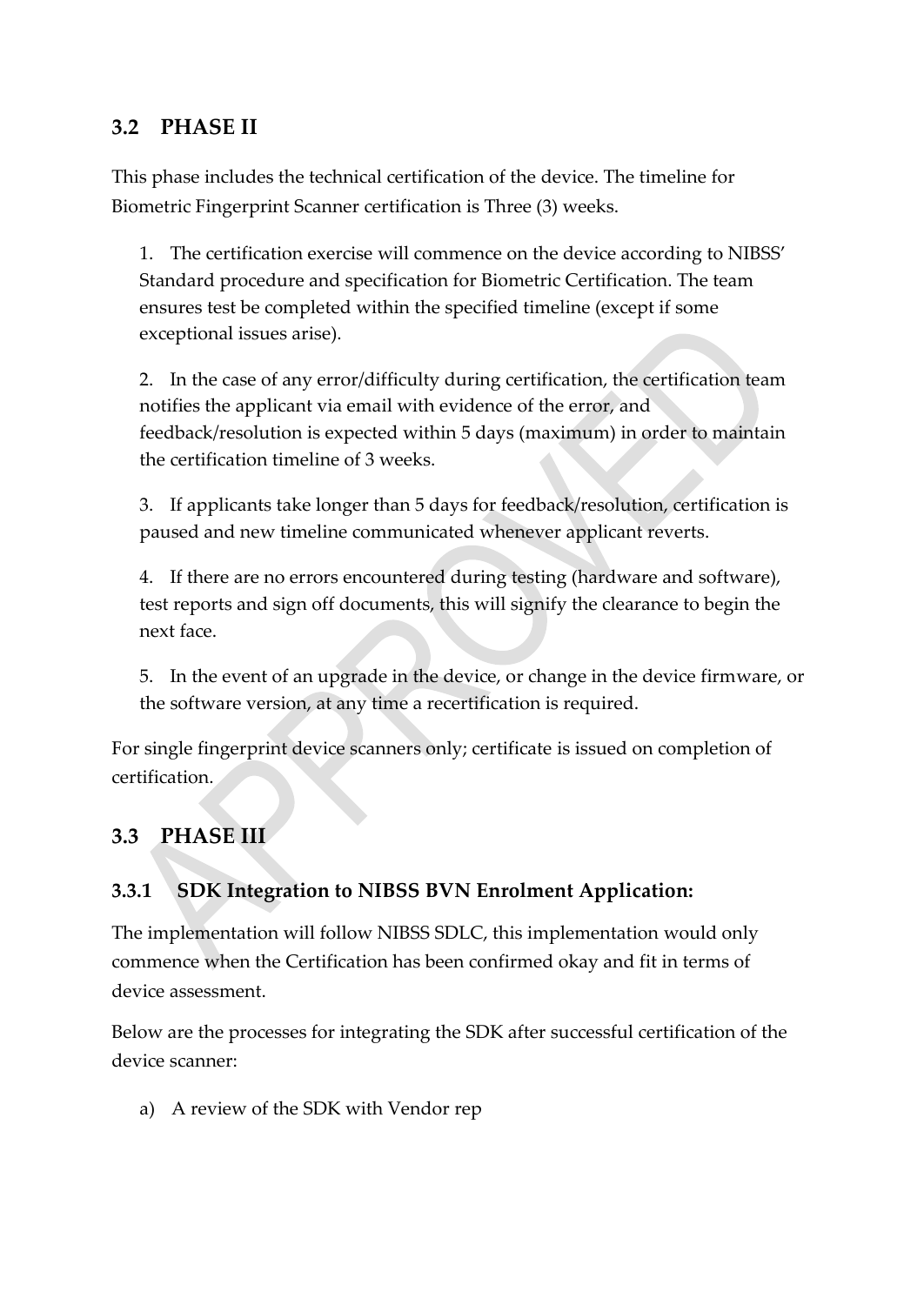## 3.2 PHASE II

This phase includes the technical certification of the device. The timeline for Biometric Fingerprint Scanner certification is Three (3) weeks.

1. The certification exercise will commence on the device according to NIBSS' Standard procedure and specification for Biometric Certification. The team ensures test be completed within the specified timeline (except if some exceptional issues arise).

2. In the case of any error/difficulty during certification, the certification team notifies the applicant via email with evidence of the error, and feedback/resolution is expected within 5 days (maximum) in order to maintain the certification timeline of 3 weeks.

3. If applicants take longer than 5 days for feedback/resolution, certification is paused and new timeline communicated whenever applicant reverts.

4. If there are no errors encountered during testing (hardware and software), test reports and sign off documents, this will signify the clearance to begin the next face.

5. In the event of an upgrade in the device, or change in the device firmware, or the software version, at any time a recertification is required.

For single fingerprint device scanners only; certificate is issued on completion of certification.

## 3.3 PHASE III

### 3.3.1 SDK Integration to NIBSS BVN Enrolment Application:

The implementation will follow NIBSS SDLC, this implementation would only commence when the Certification has been confirmed okay and fit in terms of device assessment.

Below are the processes for integrating the SDK after successful certification of the device scanner:

a) A review of the SDK with Vendor rep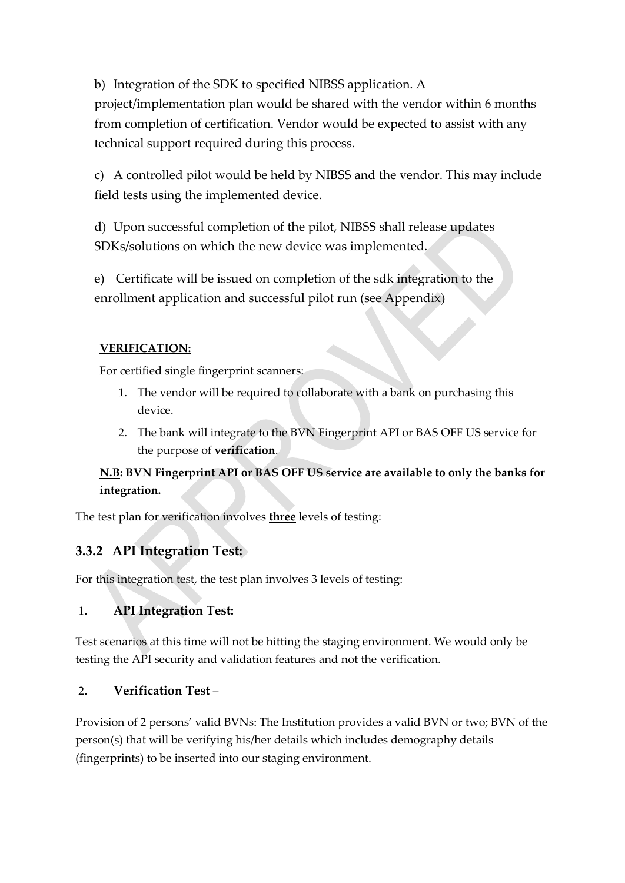b) Integration of the SDK to specified NIBSS application. A project/implementation plan would be shared with the vendor within 6 months from completion of certification. Vendor would be expected to assist with any technical support required during this process.

c) A controlled pilot would be held by NIBSS and the vendor. This may include field tests using the implemented device.

d) Upon successful completion of the pilot, NIBSS shall release updates SDKs/solutions on which the new device was implemented.

e) Certificate will be issued on completion of the sdk integration to the enrollment application and successful pilot run (see Appendix)

**VERIFICATION:**

For certified single fingerprint scanners:

1. The vendor will be required to collaborate with a bank on purchasing this device.
2. The bank will integrate to the BVN Fingerprint API or BAS OFF US service for the purpose of **verification**.

**N.B: BVN Fingerprint API or BAS OFF US service are available to only the banks for integration.**

The test plan for verification involves **three** levels of testing:

### 3.3.2 API Integration Test:

For this integration test, the test plan involves 3 levels of testing:

1. **API Integration Test:**

Test scenarios at this time will not be hitting the staging environment. We would only be testing the API security and validation features and not the verification.

2. **Verification Test** –

Provision of 2 persons' valid BVNs: The Institution provides a valid BVN or two; BVN of the person(s) that will be verifying his/her details which includes demography details (fingerprints) to be inserted into our staging environment.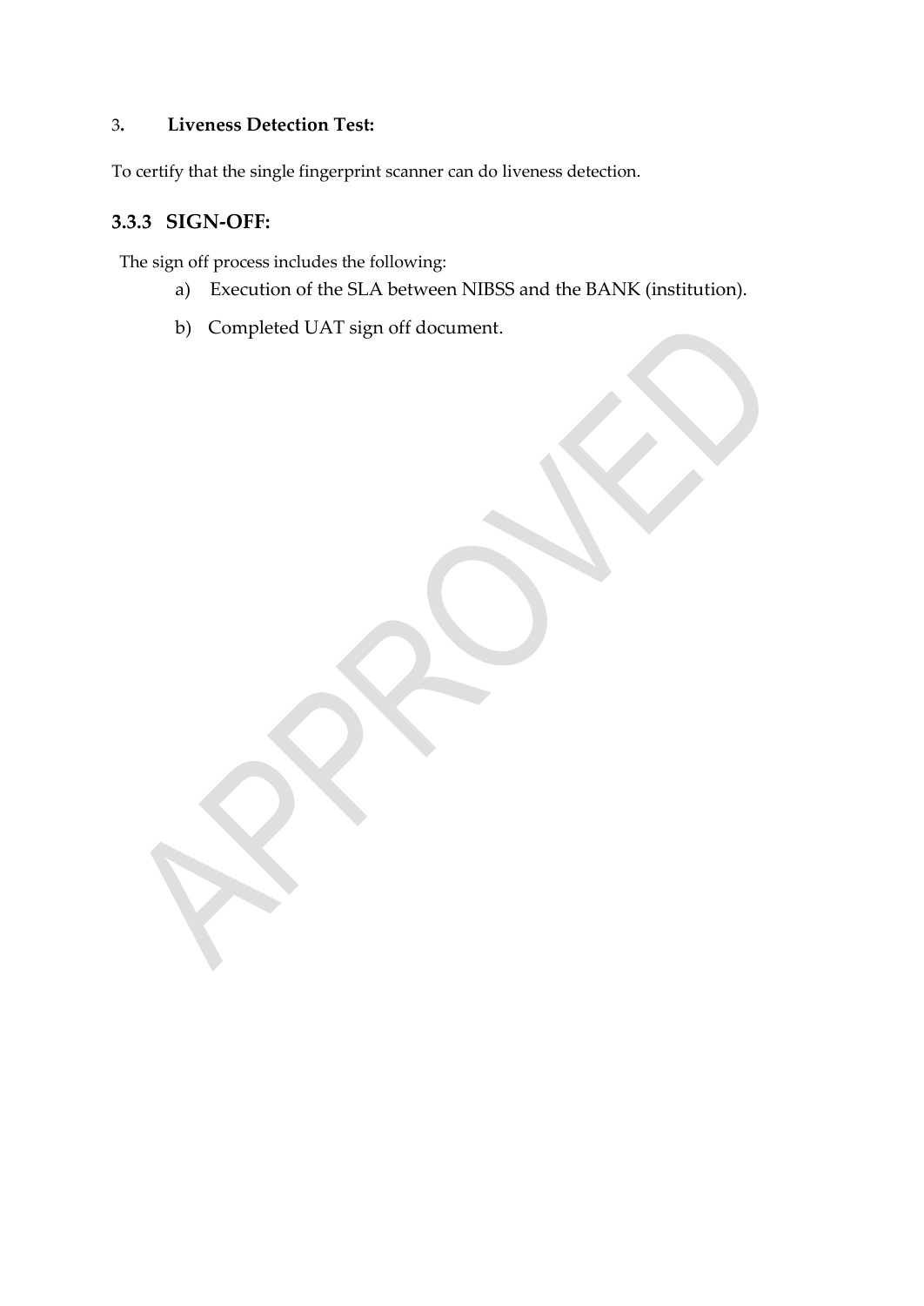3. **Liveness Detection Test:**

To certify that the single fingerprint scanner can do liveness detection.

### 3.3.3 SIGN-OFF:

The sign off process includes the following:

a) Execution of the SLA between NIBSS and the BANK (institution).

b) Completed UAT sign off document.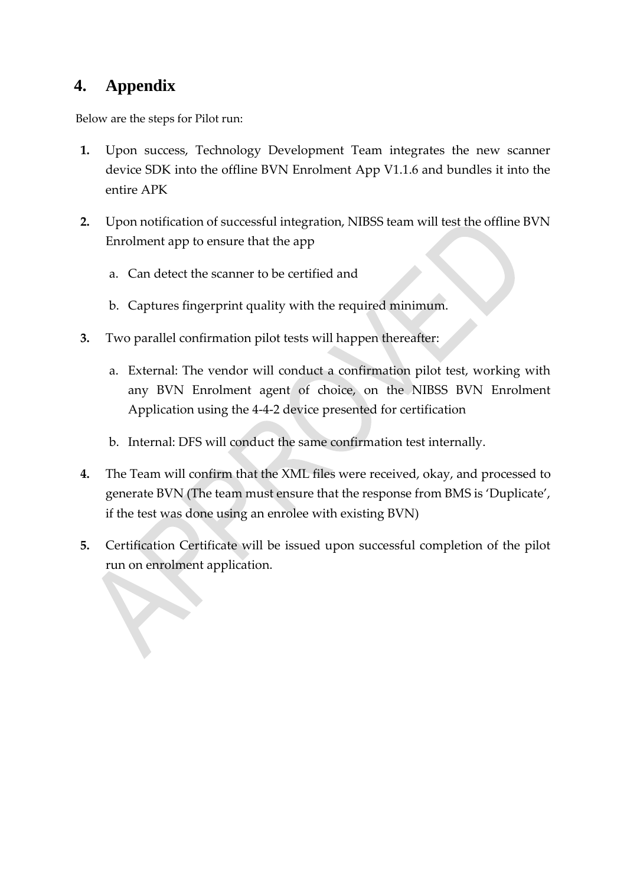## 4. Appendix

Below are the steps for Pilot run:

1. Upon success, Technology Development Team integrates the new scanner device SDK into the offline BVN Enrolment App V1.1.6 and bundles it into the entire APK
2. Upon notification of successful integration, NIBSS team will test the offline BVN Enrolment app to ensure that the app
   a. Can detect the scanner to be certified and
   b. Captures fingerprint quality with the required minimum.
3. Two parallel confirmation pilot tests will happen thereafter:
   a. External: The vendor will conduct a confirmation pilot test, working with any BVN Enrolment agent of choice, on the NIBSS BVN Enrolment Application using the 4-4-2 device presented for certification
   b. Internal: DFS will conduct the same confirmation test internally.
4. The Team will confirm that the XML files were received, okay, and processed to generate BVN (The team must ensure that the response from BMS is 'Duplicate', if the test was done using an enrolee with existing BVN)
5. Certification Certificate will be issued upon successful completion of the pilot run on enrolment application.